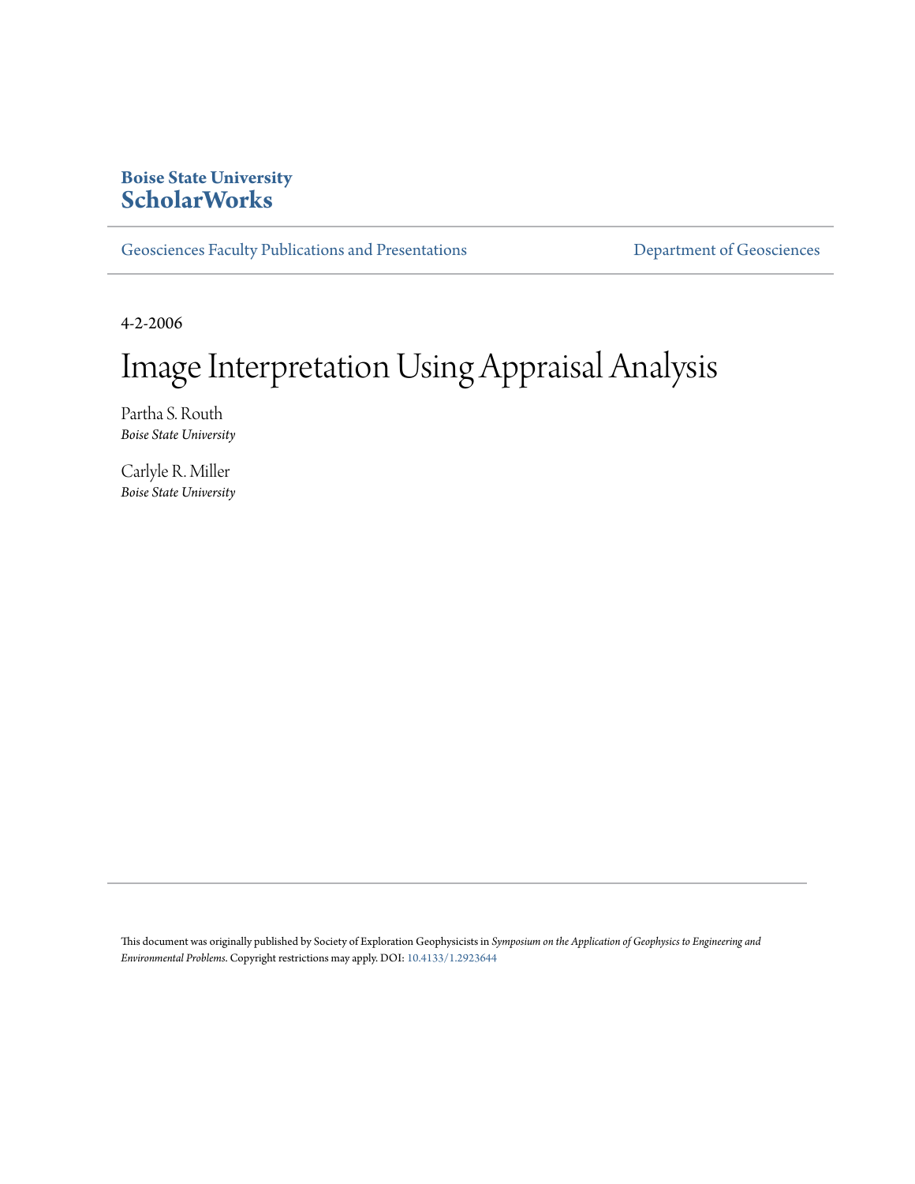**Boise State University**
**ScholarWorks**

Geosciences Faculty Publications and Presentations

Department of Geosciences

4-2-2006

# Image Interpretation Using Appraisal Analysis

Partha S. Routh
*Boise State University*

Carlyle R. Miller
*Boise State University*

This document was originally published by Society of Exploration Geophysicists in *Symposium on the Application of Geophysics to Engineering and Environmental Problems*. Copyright restrictions may apply. DOI: 10.4133/1.2923644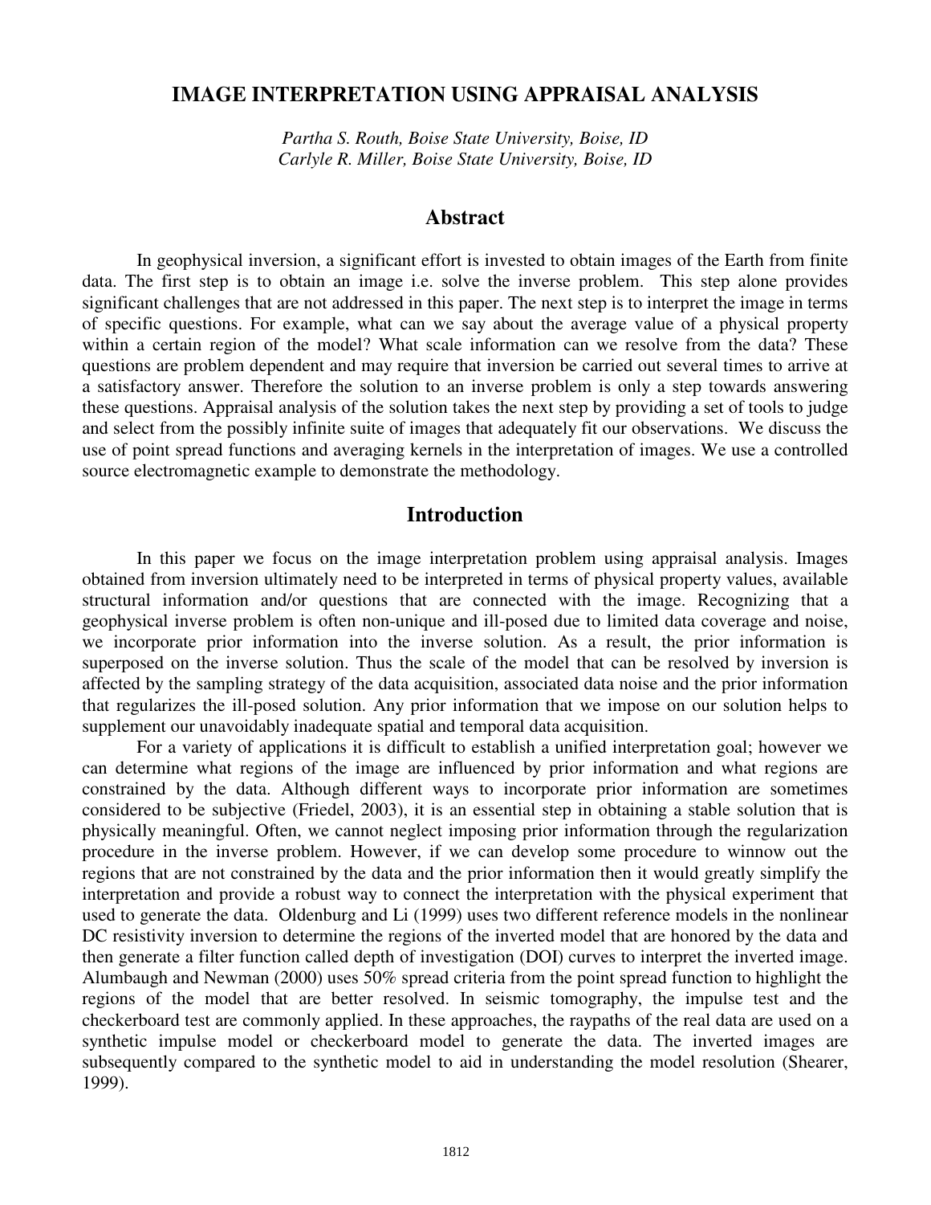# IMAGE INTERPRETATION USING APPRAISAL ANALYSIS

*Partha S. Routh, Boise State University, Boise, ID*
*Carlyle R. Miller, Boise State University, Boise, ID*

## Abstract

In geophysical inversion, a significant effort is invested to obtain images of the Earth from finite data. The first step is to obtain an image i.e. solve the inverse problem. This step alone provides significant challenges that are not addressed in this paper. The next step is to interpret the image in terms of specific questions. For example, what can we say about the average value of a physical property within a certain region of the model? What scale information can we resolve from the data? These questions are problem dependent and may require that inversion be carried out several times to arrive at a satisfactory answer. Therefore the solution to an inverse problem is only a step towards answering these questions. Appraisal analysis of the solution takes the next step by providing a set of tools to judge and select from the possibly infinite suite of images that adequately fit our observations. We discuss the use of point spread functions and averaging kernels in the interpretation of images. We use a controlled source electromagnetic example to demonstrate the methodology.

## Introduction

In this paper we focus on the image interpretation problem using appraisal analysis. Images obtained from inversion ultimately need to be interpreted in terms of physical property values, available structural information and/or questions that are connected with the image. Recognizing that a geophysical inverse problem is often non-unique and ill-posed due to limited data coverage and noise, we incorporate prior information into the inverse solution. As a result, the prior information is superposed on the inverse solution. Thus the scale of the model that can be resolved by inversion is affected by the sampling strategy of the data acquisition, associated data noise and the prior information that regularizes the ill-posed solution. Any prior information that we impose on our solution helps to supplement our unavoidably inadequate spatial and temporal data acquisition.

For a variety of applications it is difficult to establish a unified interpretation goal; however we can determine what regions of the image are influenced by prior information and what regions are constrained by the data. Although different ways to incorporate prior information are sometimes considered to be subjective (Friedel, 2003), it is an essential step in obtaining a stable solution that is physically meaningful. Often, we cannot neglect imposing prior information through the regularization procedure in the inverse problem. However, if we can develop some procedure to winnow out the regions that are not constrained by the data and the prior information then it would greatly simplify the interpretation and provide a robust way to connect the interpretation with the physical experiment that used to generate the data. Oldenburg and Li (1999) uses two different reference models in the nonlinear DC resistivity inversion to determine the regions of the inverted model that are honored by the data and then generate a filter function called depth of investigation (DOI) curves to interpret the inverted image. Alumbaugh and Newman (2000) uses 50% spread criteria from the point spread function to highlight the regions of the model that are better resolved. In seismic tomography, the impulse test and the checkerboard test are commonly applied. In these approaches, the raypaths of the real data are used on a synthetic impulse model or checkerboard model to generate the data. The inverted images are subsequently compared to the synthetic model to aid in understanding the model resolution (Shearer, 1999).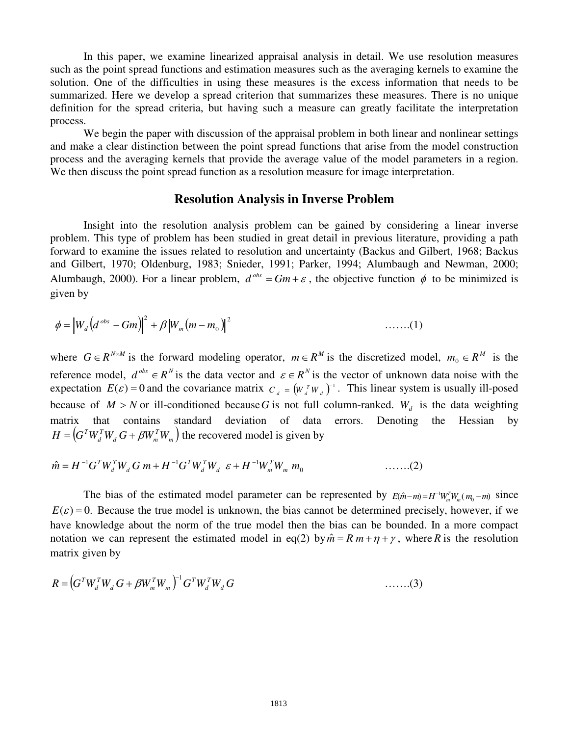In this paper, we examine linearized appraisal analysis in detail. We use resolution measures such as the point spread functions and estimation measures such as the averaging kernels to examine the solution. One of the difficulties in using these measures is the excess information that needs to be summarized. Here we develop a spread criterion that summarizes these measures. There is no unique definition for the spread criteria, but having such a measure can greatly facilitate the interpretation process.

We begin the paper with discussion of the appraisal problem in both linear and nonlinear settings and make a clear distinction between the point spread functions that arise from the model construction process and the averaging kernels that provide the average value of the model parameters in a region. We then discuss the point spread function as a resolution measure for image interpretation.

## Resolution Analysis in Inverse Problem

Insight into the resolution analysis problem can be gained by considering a linear inverse problem. This type of problem has been studied in great detail in previous literature, providing a path forward to examine the issues related to resolution and uncertainty (Backus and Gilbert, 1968; Backus and Gilbert, 1970; Oldenburg, 1983; Snieder, 1991; Parker, 1994; Alumbaugh and Newman, 2000; Alumbaugh, 2000). For a linear problem, $d^{obs} = Gm + \varepsilon$, the objective function $\phi$ to be minimized is given by

$$\phi = \left\| W_d \left( d^{obs} - Gm \right) \right\|^2 + \beta \left\| W_m \left( m - m_0 \right) \right\|^2 \qquad \text{.......(1)}$$

where $G \in R^{N \times M}$ is the forward modeling operator, $m \in R^M$ is the discretized model, $m_0 \in R^M$ is the reference model, $d^{obs} \in R^N$ is the data vector and $\varepsilon \in R^N$ is the vector of unknown data noise with the expectation $E(\varepsilon) = 0$ and the covariance matrix $C_d = \left( W_d^T W_d \right)^{-1}$. This linear system is usually ill-posed because of $M > N$ or ill-conditioned because $G$ is not full column-ranked. $W_d$ is the data weighting matrix that contains standard deviation of data errors. Denoting the Hessian by $H = \left( G^T W_d^T W_d G + \beta W_m^T W_m \right)$ the recovered model is given by

$$\hat{m} = H^{-1} G^T W_d^T W_d \, G \, m + H^{-1} G^T W_d^T W_d \;\; \varepsilon + H^{-1} W_m^T W_m \; m_0 \qquad \text{.......(2)}$$

The bias of the estimated model parameter can be represented by $E(\hat{m} - m) = H^{-1} W_m^T W_m (m_0 - m)$ since $E(\varepsilon) = 0$. Because the true model is unknown, the bias cannot be determined precisely, however, if we have knowledge about the norm of the true model then the bias can be bounded. In a more compact notation we can represent the estimated model in eq(2) by $\hat{m} = R\,m + \eta + \gamma$, where $R$ is the resolution matrix given by

$$R = \left( G^T W_d^T W_d \, G + \beta W_m^T W_m \right)^{-1} G^T W_d^T W_d \, G \qquad \text{.......(3)}$$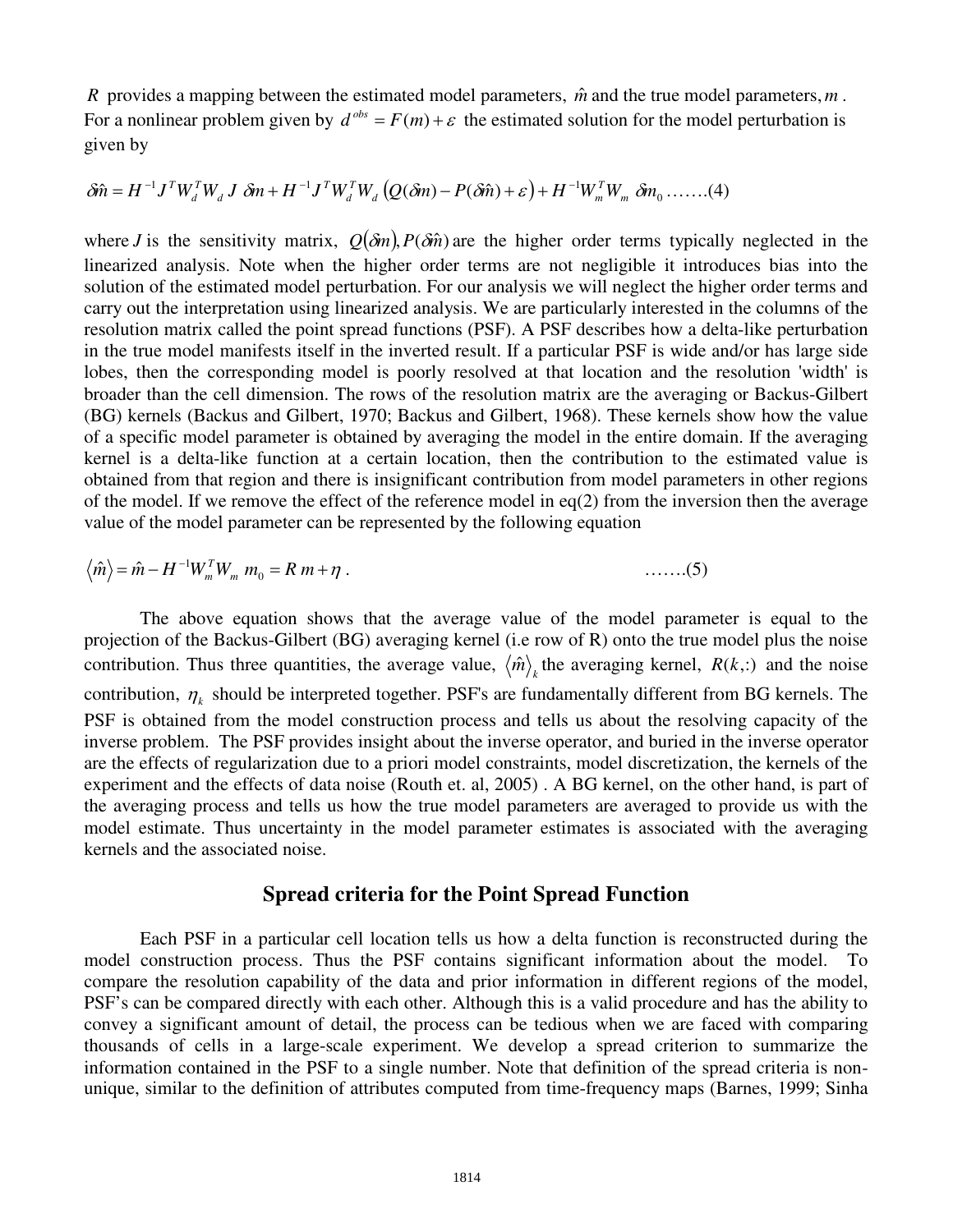$R$ provides a mapping between the estimated model parameters, $\hat{m}$ and the true model parameters, $m$. For a nonlinear problem given by $d^{obs} = F(m) + \varepsilon$ the estimated solution for the model perturbation is given by

$$\delta\hat{m} = H^{-1}J^T W_d^T W_d\, J\ \delta m + H^{-1}J^T W_d^T W_d \left(Q(\delta m) - P(\delta\hat{m}) + \varepsilon\right) + H^{-1}W_m^T W_m\ \delta m_0 \quad \text{.......(4)}$$

where $J$ is the sensitivity matrix, $Q(\delta m), P(\delta\hat{m})$ are the higher order terms typically neglected in the linearized analysis. Note when the higher order terms are not negligible it introduces bias into the solution of the estimated model perturbation. For our analysis we will neglect the higher order terms and carry out the interpretation using linearized analysis. We are particularly interested in the columns of the resolution matrix called the point spread functions (PSF). A PSF describes how a delta-like perturbation in the true model manifests itself in the inverted result. If a particular PSF is wide and/or has large side lobes, then the corresponding model is poorly resolved at that location and the resolution 'width' is broader than the cell dimension. The rows of the resolution matrix are the averaging or Backus-Gilbert (BG) kernels (Backus and Gilbert, 1970; Backus and Gilbert, 1968). These kernels show how the value of a specific model parameter is obtained by averaging the model in the entire domain. If the averaging kernel is a delta-like function at a certain location, then the contribution to the estimated value is obtained from that region and there is insignificant contribution from model parameters in other regions of the model. If we remove the effect of the reference model in eq(2) from the inversion then the average value of the model parameter can be represented by the following equation

$$\langle\hat{m}\rangle = \hat{m} - H^{-1}W_m^T W_m\ m_0 = R\ m + \eta\ . \quad \text{.......(5)}$$

The above equation shows that the average value of the model parameter is equal to the projection of the Backus-Gilbert (BG) averaging kernel (i.e row of R) onto the true model plus the noise contribution. Thus three quantities, the average value, $\langle\hat{m}\rangle_k$ the averaging kernel, $R(k,:)$ and the noise contribution, $\eta_k$ should be interpreted together. PSF's are fundamentally different from BG kernels. The PSF is obtained from the model construction process and tells us about the resolving capacity of the inverse problem. The PSF provides insight about the inverse operator, and buried in the inverse operator are the effects of regularization due to a priori model constraints, model discretization, the kernels of the experiment and the effects of data noise (Routh et. al, 2005) . A BG kernel, on the other hand, is part of the averaging process and tells us how the true model parameters are averaged to provide us with the model estimate. Thus uncertainty in the model parameter estimates is associated with the averaging kernels and the associated noise.

## Spread criteria for the Point Spread Function

Each PSF in a particular cell location tells us how a delta function is reconstructed during the model construction process. Thus the PSF contains significant information about the model. To compare the resolution capability of the data and prior information in different regions of the model, PSF's can be compared directly with each other. Although this is a valid procedure and has the ability to convey a significant amount of detail, the process can be tedious when we are faced with comparing thousands of cells in a large-scale experiment. We develop a spread criterion to summarize the information contained in the PSF to a single number. Note that definition of the spread criteria is non-unique, similar to the definition of attributes computed from time-frequency maps (Barnes, 1999; Sinha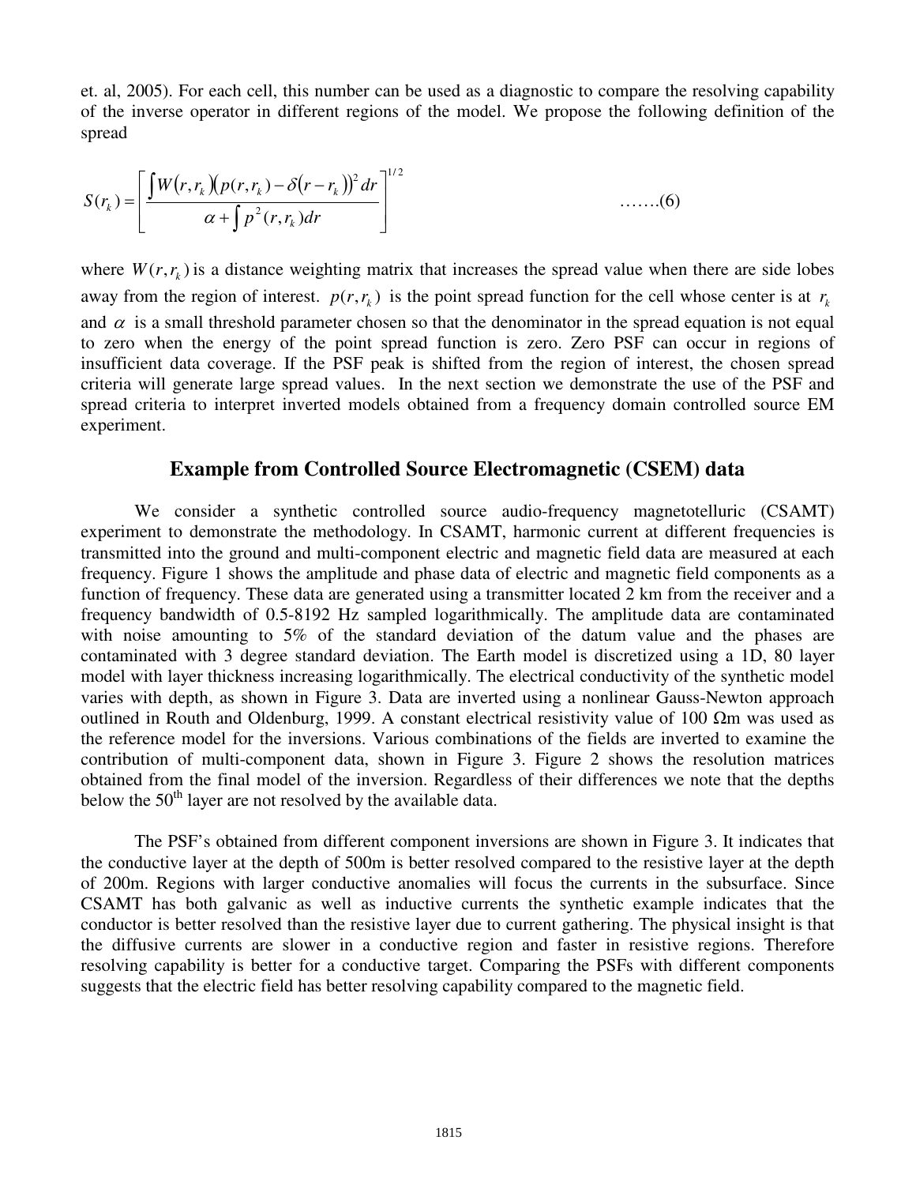et. al, 2005). For each cell, this number can be used as a diagnostic to compare the resolving capability of the inverse operator in different regions of the model. We propose the following definition of the spread

$$S(r_k) = \left[ \frac{\int W(r, r_k)\big(p(r, r_k) - \delta(r - r_k)\big)^2 dr}{\alpha + \int p^2(r, r_k) dr} \right]^{1/2} \quad \text{.......(6)}$$

where $W(r, r_k)$ is a distance weighting matrix that increases the spread value when there are side lobes away from the region of interest. $p(r, r_k)$ is the point spread function for the cell whose center is at $r_k$ and $\alpha$ is a small threshold parameter chosen so that the denominator in the spread equation is not equal to zero when the energy of the point spread function is zero. Zero PSF can occur in regions of insufficient data coverage. If the PSF peak is shifted from the region of interest, the chosen spread criteria will generate large spread values. In the next section we demonstrate the use of the PSF and spread criteria to interpret inverted models obtained from a frequency domain controlled source EM experiment.

## Example from Controlled Source Electromagnetic (CSEM) data

We consider a synthetic controlled source audio-frequency magnetotelluric (CSAMT) experiment to demonstrate the methodology. In CSAMT, harmonic current at different frequencies is transmitted into the ground and multi-component electric and magnetic field data are measured at each frequency. Figure 1 shows the amplitude and phase data of electric and magnetic field components as a function of frequency. These data are generated using a transmitter located 2 km from the receiver and a frequency bandwidth of 0.5-8192 Hz sampled logarithmically. The amplitude data are contaminated with noise amounting to 5% of the standard deviation of the datum value and the phases are contaminated with 3 degree standard deviation. The Earth model is discretized using a 1D, 80 layer model with layer thickness increasing logarithmically. The electrical conductivity of the synthetic model varies with depth, as shown in Figure 3. Data are inverted using a nonlinear Gauss-Newton approach outlined in Routh and Oldenburg, 1999. A constant electrical resistivity value of 100 Ωm was used as the reference model for the inversions. Various combinations of the fields are inverted to examine the contribution of multi-component data, shown in Figure 3. Figure 2 shows the resolution matrices obtained from the final model of the inversion. Regardless of their differences we note that the depths below the 50$^{th}$ layer are not resolved by the available data.

The PSF's obtained from different component inversions are shown in Figure 3. It indicates that the conductive layer at the depth of 500m is better resolved compared to the resistive layer at the depth of 200m. Regions with larger conductive anomalies will focus the currents in the subsurface. Since CSAMT has both galvanic as well as inductive currents the synthetic example indicates that the conductor is better resolved than the resistive layer due to current gathering. The physical insight is that the diffusive currents are slower in a conductive region and faster in resistive regions. Therefore resolving capability is better for a conductive target. Comparing the PSFs with different components suggests that the electric field has better resolving capability compared to the magnetic field.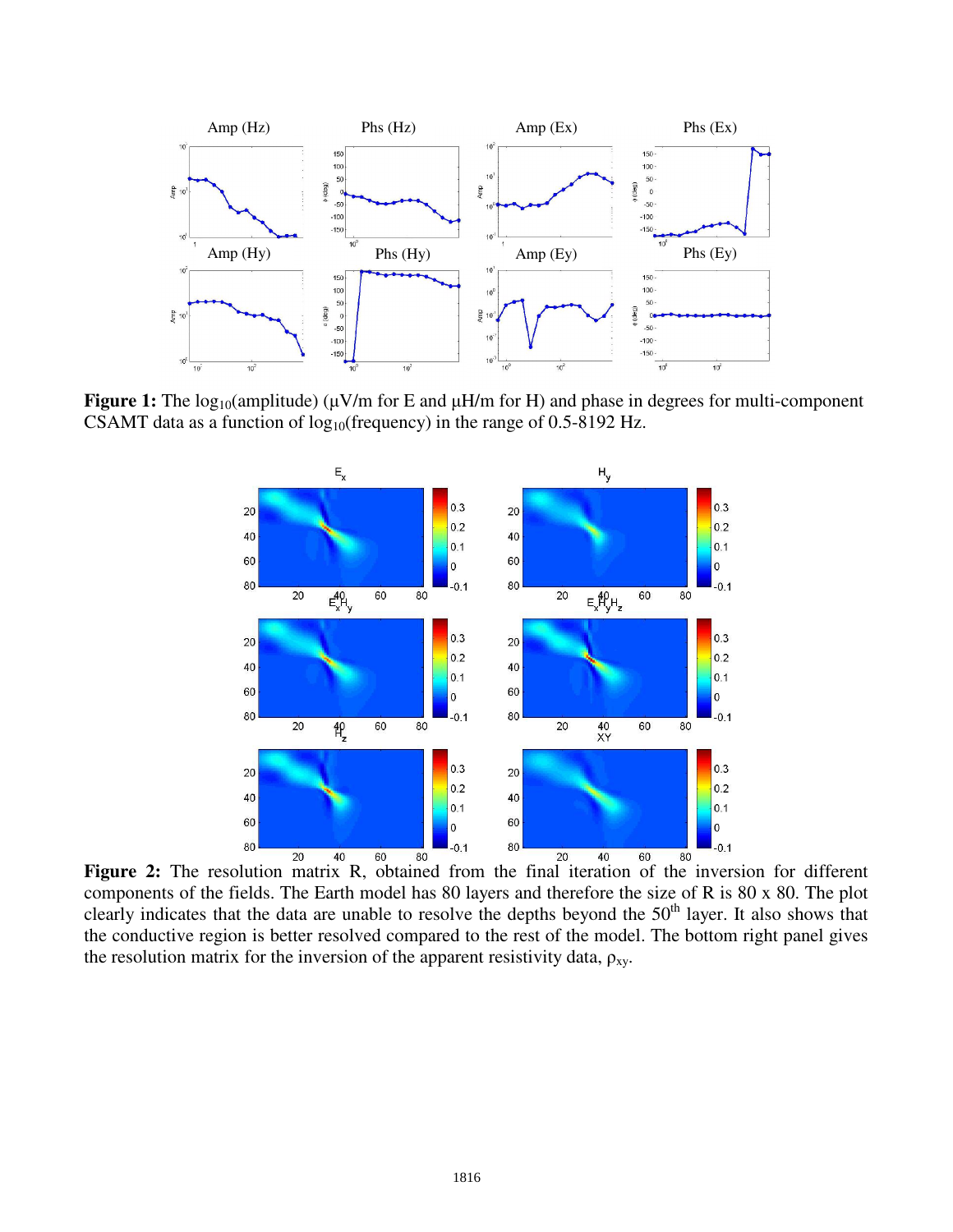**Figure 1:** The $\log_{10}$(amplitude) (μV/m for E and μH/m for H) and phase in degrees for multi-component CSAMT data as a function of $\log_{10}$(frequency) in the range of 0.5-8192 Hz.

**Figure 2:** The resolution matrix R, obtained from the final iteration of the inversion for different components of the fields. The Earth model has 80 layers and therefore the size of R is 80 x 80. The plot clearly indicates that the data are unable to resolve the depths beyond the $50^{th}$ layer. It also shows that the conductive region is better resolved compared to the rest of the model. The bottom right panel gives the resolution matrix for the inversion of the apparent resistivity data, $\rho_{xy}$.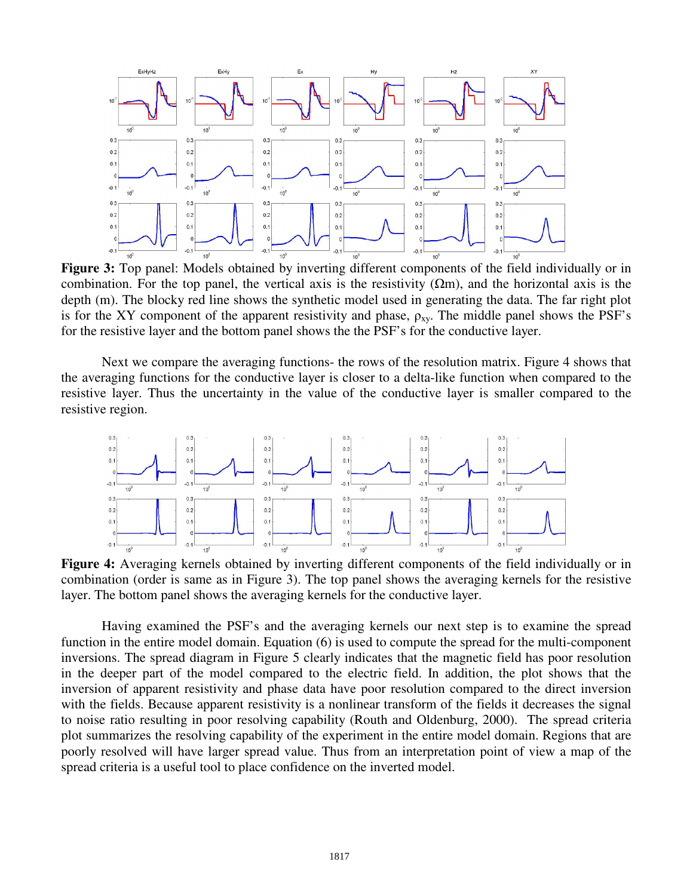**Figure 3:** Top panel: Models obtained by inverting different components of the field individually or in combination. For the top panel, the vertical axis is the resistivity (Ωm), and the horizontal axis is the depth (m). The blocky red line shows the synthetic model used in generating the data. The far right plot is for the XY component of the apparent resistivity and phase, $\rho_{xy}$. The middle panel shows the PSF's for the resistive layer and the bottom panel shows the the PSF's for the conductive layer.

Next we compare the averaging functions- the rows of the resolution matrix. Figure 4 shows that the averaging functions for the conductive layer is closer to a delta-like function when compared to the resistive layer. Thus the uncertainty in the value of the conductive layer is smaller compared to the resistive region.

**Figure 4:** Averaging kernels obtained by inverting different components of the field individually or in combination (order is same as in Figure 3). The top panel shows the averaging kernels for the resistive layer. The bottom panel shows the averaging kernels for the conductive layer.

Having examined the PSF's and the averaging kernels our next step is to examine the spread function in the entire model domain. Equation (6) is used to compute the spread for the multi-component inversions. The spread diagram in Figure 5 clearly indicates that the magnetic field has poor resolution in the deeper part of the model compared to the electric field. In addition, the plot shows that the inversion of apparent resistivity and phase data have poor resolution compared to the direct inversion with the fields. Because apparent resistivity is a nonlinear transform of the fields it decreases the signal to noise ratio resulting in poor resolving capability (Routh and Oldenburg, 2000). The spread criteria plot summarizes the resolving capability of the experiment in the entire model domain. Regions that are poorly resolved will have larger spread value. Thus from an interpretation point of view a map of the spread criteria is a useful tool to place confidence on the inverted model.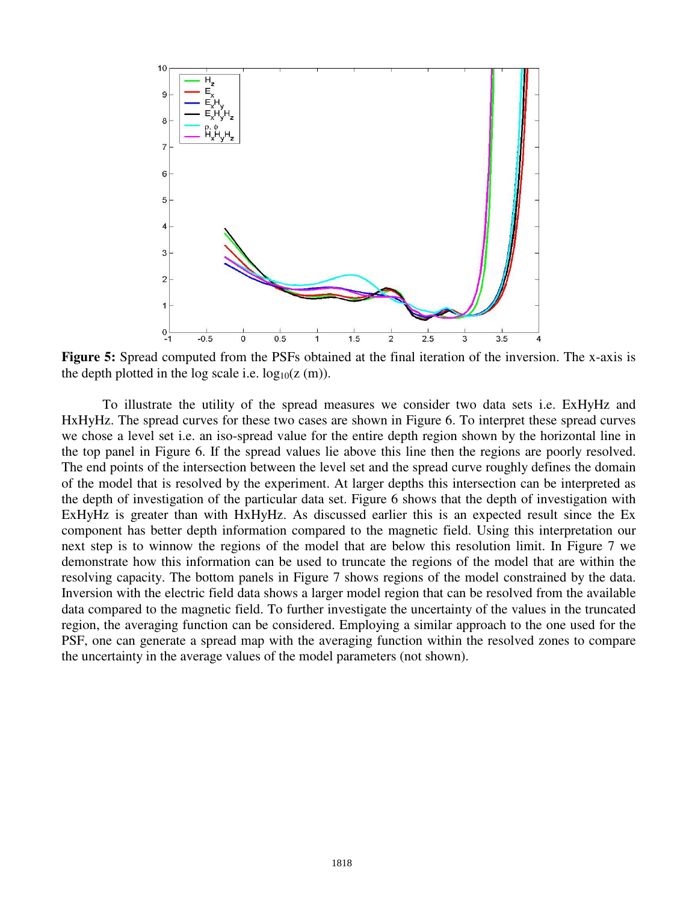**Figure 5:** Spread computed from the PSFs obtained at the final iteration of the inversion. The x-axis is the depth plotted in the log scale i.e. $\log_{10}(z\ (m))$.

To illustrate the utility of the spread measures we consider two data sets i.e. ExHyHz and HxHyHz. The spread curves for these two cases are shown in Figure 6. To interpret these spread curves we chose a level set i.e. an iso-spread value for the entire depth region shown by the horizontal line in the top panel in Figure 6. If the spread values lie above this line then the regions are poorly resolved. The end points of the intersection between the level set and the spread curve roughly defines the domain of the model that is resolved by the experiment. At larger depths this intersection can be interpreted as the depth of investigation of the particular data set. Figure 6 shows that the depth of investigation with ExHyHz is greater than with HxHyHz. As discussed earlier this is an expected result since the Ex component has better depth information compared to the magnetic field. Using this interpretation our next step is to winnow the regions of the model that are below this resolution limit. In Figure 7 we demonstrate how this information can be used to truncate the regions of the model that are within the resolving capacity. The bottom panels in Figure 7 shows regions of the model constrained by the data. Inversion with the electric field data shows a larger model region that can be resolved from the available data compared to the magnetic field. To further investigate the uncertainty of the values in the truncated region, the averaging function can be considered. Employing a similar approach to the one used for the PSF, one can generate a spread map with the averaging function within the resolved zones to compare the uncertainty in the average values of the model parameters (not shown).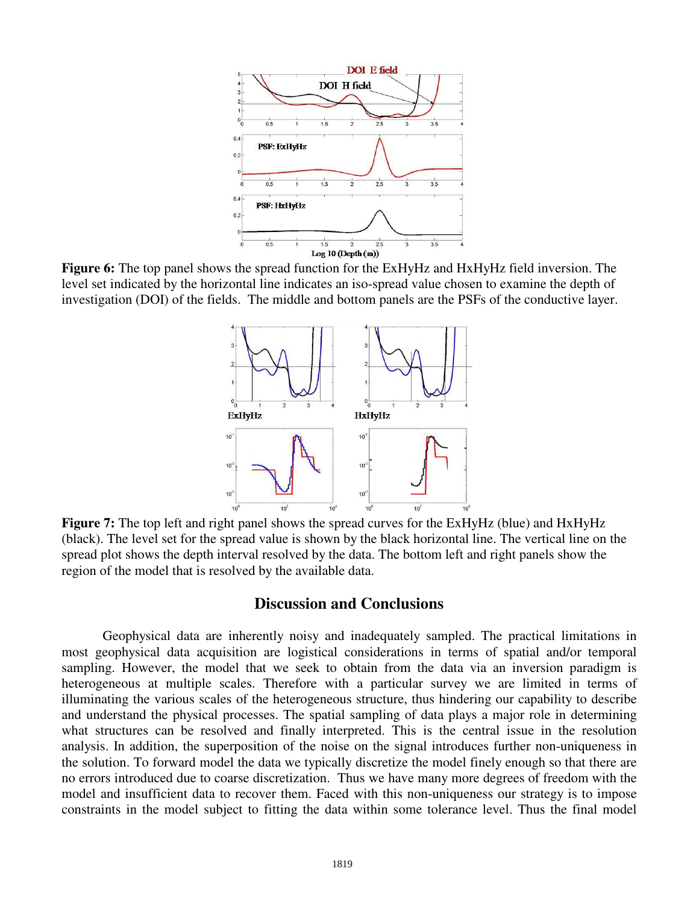**Figure 6:** The top panel shows the spread function for the ExHyHz and HxHyHz field inversion. The level set indicated by the horizontal line indicates an iso-spread value chosen to examine the depth of investigation (DOI) of the fields. The middle and bottom panels are the PSFs of the conductive layer.

**Figure 7:** The top left and right panel shows the spread curves for the ExHyHz (blue) and HxHyHz (black). The level set for the spread value is shown by the black horizontal line. The vertical line on the spread plot shows the depth interval resolved by the data. The bottom left and right panels show the region of the model that is resolved by the available data.

## Discussion and Conclusions

Geophysical data are inherently noisy and inadequately sampled. The practical limitations in most geophysical data acquisition are logistical considerations in terms of spatial and/or temporal sampling. However, the model that we seek to obtain from the data via an inversion paradigm is heterogeneous at multiple scales. Therefore with a particular survey we are limited in terms of illuminating the various scales of the heterogeneous structure, thus hindering our capability to describe and understand the physical processes. The spatial sampling of data plays a major role in determining what structures can be resolved and finally interpreted. This is the central issue in the resolution analysis. In addition, the superposition of the noise on the signal introduces further non-uniqueness in the solution. To forward model the data we typically discretize the model finely enough so that there are no errors introduced due to coarse discretization. Thus we have many more degrees of freedom with the model and insufficient data to recover them. Faced with this non-uniqueness our strategy is to impose constraints in the model subject to fitting the data within some tolerance level. Thus the final model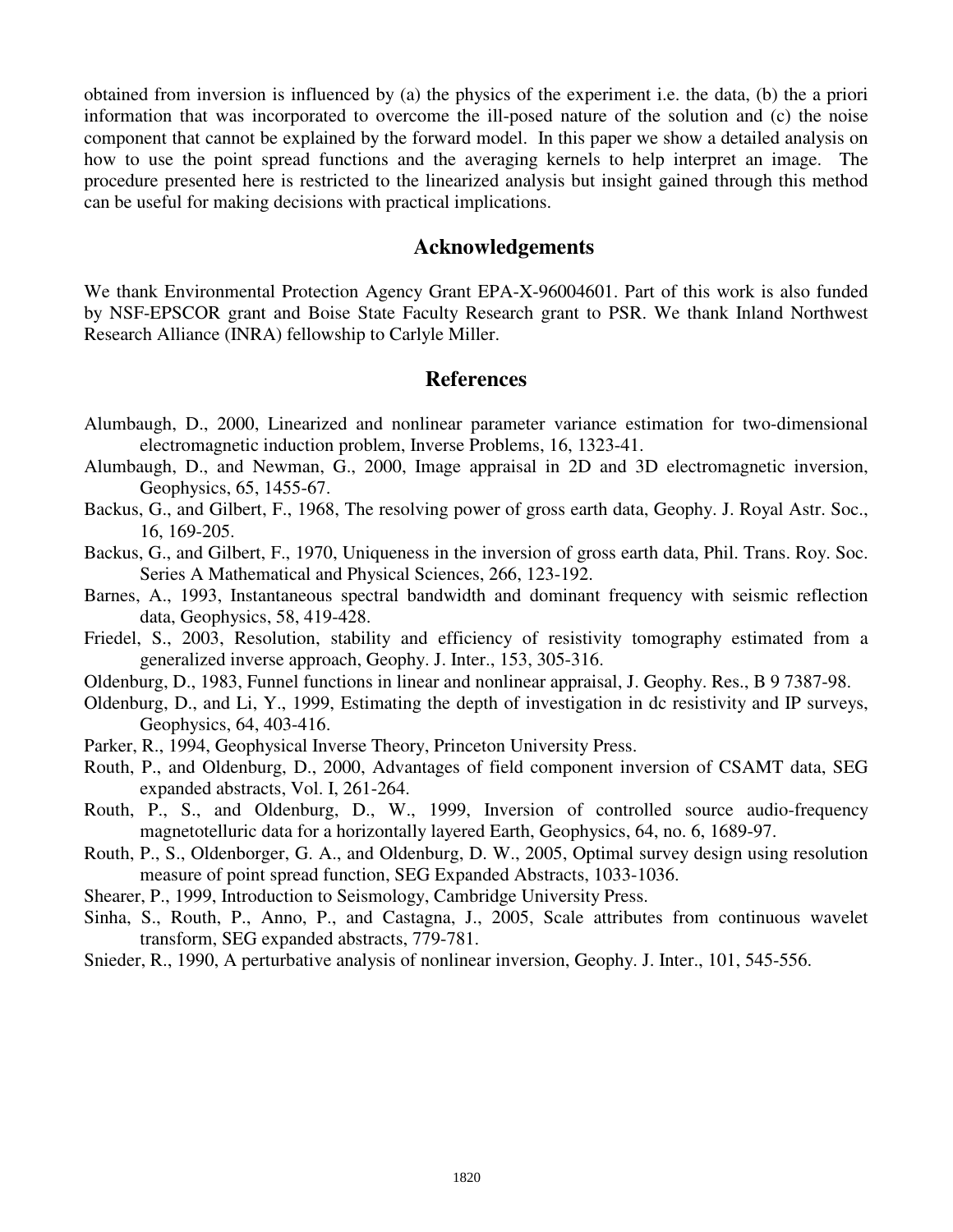obtained from inversion is influenced by (a) the physics of the experiment i.e. the data, (b) the a priori information that was incorporated to overcome the ill-posed nature of the solution and (c) the noise component that cannot be explained by the forward model. In this paper we show a detailed analysis on how to use the point spread functions and the averaging kernels to help interpret an image. The procedure presented here is restricted to the linearized analysis but insight gained through this method can be useful for making decisions with practical implications.

## Acknowledgements

We thank Environmental Protection Agency Grant EPA-X-96004601. Part of this work is also funded by NSF-EPSCOR grant and Boise State Faculty Research grant to PSR. We thank Inland Northwest Research Alliance (INRA) fellowship to Carlyle Miller.

## References

Alumbaugh, D., 2000, Linearized and nonlinear parameter variance estimation for two-dimensional electromagnetic induction problem, Inverse Problems, 16, 1323-41.

Alumbaugh, D., and Newman, G., 2000, Image appraisal in 2D and 3D electromagnetic inversion, Geophysics, 65, 1455-67.

Backus, G., and Gilbert, F., 1968, The resolving power of gross earth data, Geophy. J. Royal Astr. Soc., 16, 169-205.

Backus, G., and Gilbert, F., 1970, Uniqueness in the inversion of gross earth data, Phil. Trans. Roy. Soc. Series A Mathematical and Physical Sciences, 266, 123-192.

Barnes, A., 1993, Instantaneous spectral bandwidth and dominant frequency with seismic reflection data, Geophysics, 58, 419-428.

Friedel, S., 2003, Resolution, stability and efficiency of resistivity tomography estimated from a generalized inverse approach, Geophy. J. Inter., 153, 305-316.

Oldenburg, D., 1983, Funnel functions in linear and nonlinear appraisal, J. Geophy. Res., B 9 7387-98.

Oldenburg, D., and Li, Y., 1999, Estimating the depth of investigation in dc resistivity and IP surveys, Geophysics, 64, 403-416.

Parker, R., 1994, Geophysical Inverse Theory, Princeton University Press.

Routh, P., and Oldenburg, D., 2000, Advantages of field component inversion of CSAMT data, SEG expanded abstracts, Vol. I, 261-264.

Routh, P., S., and Oldenburg, D., W., 1999, Inversion of controlled source audio-frequency magnetotelluric data for a horizontally layered Earth, Geophysics, 64, no. 6, 1689-97.

Routh, P., S., Oldenborger, G. A., and Oldenburg, D. W., 2005, Optimal survey design using resolution measure of point spread function, SEG Expanded Abstracts, 1033-1036.

Shearer, P., 1999, Introduction to Seismology, Cambridge University Press.

Sinha, S., Routh, P., Anno, P., and Castagna, J., 2005, Scale attributes from continuous wavelet transform, SEG expanded abstracts, 779-781.

Snieder, R., 1990, A perturbative analysis of nonlinear inversion, Geophy. J. Inter., 101, 545-556.